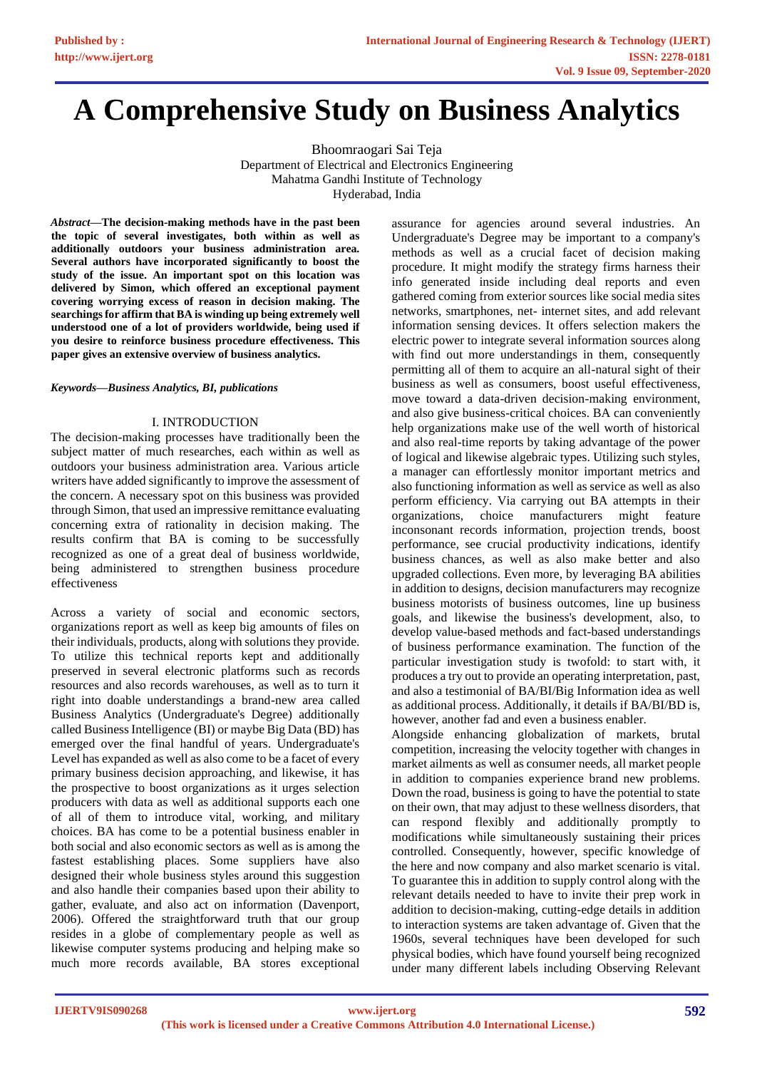# A Comprehensive Study on Business Analytics

Bhoomraogari Sai Teja
Department of Electrical and Electronics Engineering
Mahatma Gandhi Institute of Technology
Hyderabad, India

***Abstract*—The decision-making methods have in the past been the topic of several investigates, both within as well as additionally outdoors your business administration area. Several authors have incorporated significantly to boost the study of the issue. An important spot on this location was delivered by Simon, which offered an exceptional payment covering worrying excess of reason in decision making. The searchings for affirm that BA is winding up being extremely well understood one of a lot of providers worldwide, being used if you desire to reinforce business procedure effectiveness. This paper gives an extensive overview of business analytics.**

***Keywords—Business Analytics, BI, publications***

## I. INTRODUCTION

The decision-making processes have traditionally been the subject matter of much researches, each within as well as outdoors your business administration area. Various article writers have added significantly to improve the assessment of the concern. A necessary spot on this business was provided through Simon, that used an impressive remittance evaluating concerning extra of rationality in decision making. The results confirm that BA is coming to be successfully recognized as one of a great deal of business worldwide, being administered to strengthen business procedure effectiveness

Across a variety of social and economic sectors, organizations report as well as keep big amounts of files on their individuals, products, along with solutions they provide. To utilize this technical reports kept and additionally preserved in several electronic platforms such as records resources and also records warehouses, as well as to turn it right into doable understandings a brand-new area called Business Analytics (Undergraduate's Degree) additionally called Business Intelligence (BI) or maybe Big Data (BD) has emerged over the final handful of years. Undergraduate's Level has expanded as well as also come to be a facet of every primary business decision approaching, and likewise, it has the prospective to boost organizations as it urges selection producers with data as well as additional supports each one of all of them to introduce vital, working, and military choices. BA has come to be a potential business enabler in both social and also economic sectors as well as is among the fastest establishing places. Some suppliers have also designed their whole business styles around this suggestion and also handle their companies based upon their ability to gather, evaluate, and also act on information (Davenport, 2006). Offered the straightforward truth that our group resides in a globe of complementary people as well as likewise computer systems producing and helping make so much more records available, BA stores exceptional assurance for agencies around several industries. An Undergraduate's Degree may be important to a company's methods as well as a crucial facet of decision making procedure. It might modify the strategy firms harness their info generated inside including deal reports and even gathered coming from exterior sources like social media sites networks, smartphones, net- internet sites, and add relevant information sensing devices. It offers selection makers the electric power to integrate several information sources along with find out more understandings in them, consequently permitting all of them to acquire an all-natural sight of their business as well as consumers, boost useful effectiveness, move toward a data-driven decision-making environment, and also give business-critical choices. BA can conveniently help organizations make use of the well worth of historical and also real-time reports by taking advantage of the power of logical and likewise algebraic types. Utilizing such styles, a manager can effortlessly monitor important metrics and also functioning information as well as service as well as also perform efficiency. Via carrying out BA attempts in their organizations, choice manufacturers might feature inconsonant records information, projection trends, boost performance, see crucial productivity indications, identify business chances, as well as also make better and also upgraded collections. Even more, by leveraging BA abilities in addition to designs, decision manufacturers may recognize business motorists of business outcomes, line up business goals, and likewise the business's development, also, to develop value-based methods and fact-based understandings of business performance examination. The function of the particular investigation study is twofold: to start with, it produces a try out to provide an operating interpretation, past, and also a testimonial of BA/BI/Big Information idea as well as additional process. Additionally, it details if BA/BI/BD is, however, another fad and even a business enabler.

Alongside enhancing globalization of markets, brutal competition, increasing the velocity together with changes in market ailments as well as consumer needs, all market people in addition to companies experience brand new problems. Down the road, business is going to have the potential to state on their own, that may adjust to these wellness disorders, that can respond flexibly and additionally promptly to modifications while simultaneously sustaining their prices controlled. Consequently, however, specific knowledge of the here and now company and also market scenario is vital. To guarantee this in addition to supply control along with the relevant details needed to have to invite their prep work in addition to decision-making, cutting-edge details in addition to interaction systems are taken advantage of. Given that the 1960s, several techniques have been developed for such physical bodies, which have found yourself being recognized under many different labels including Observing Relevant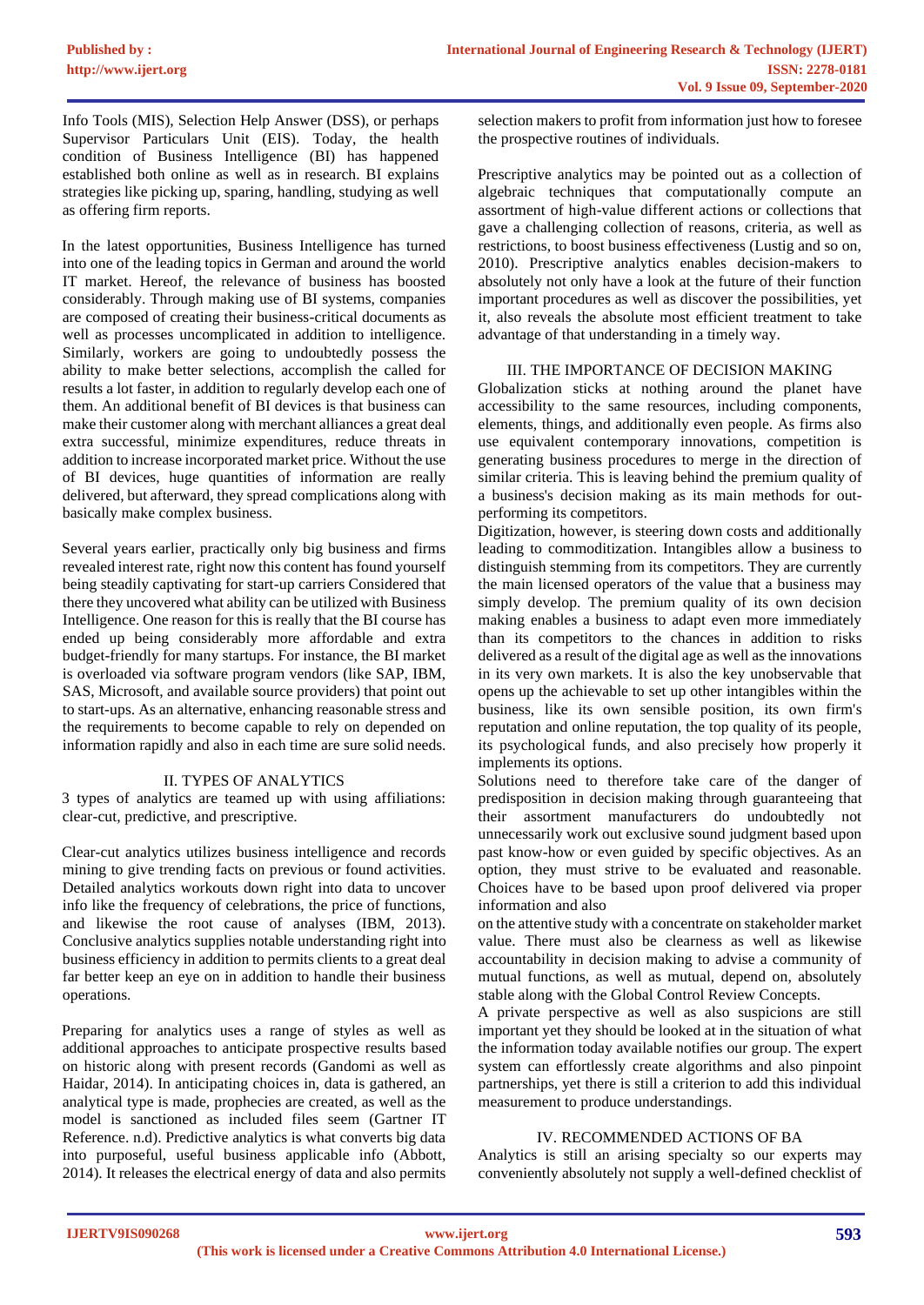Info Tools (MIS), Selection Help Answer (DSS), or perhaps Supervisor Particulars Unit (EIS). Today, the health condition of Business Intelligence (BI) has happened established both online as well as in research. BI explains strategies like picking up, sparing, handling, studying as well as offering firm reports.

In the latest opportunities, Business Intelligence has turned into one of the leading topics in German and around the world IT market. Hereof, the relevance of business has boosted considerably. Through making use of BI systems, companies are composed of creating their business-critical documents as well as processes uncomplicated in addition to intelligence. Similarly, workers are going to undoubtedly possess the ability to make better selections, accomplish the called for results a lot faster, in addition to regularly develop each one of them. An additional benefit of BI devices is that business can make their customer along with merchant alliances a great deal extra successful, minimize expenditures, reduce threats in addition to increase incorporated market price. Without the use of BI devices, huge quantities of information are really delivered, but afterward, they spread complications along with basically make complex business.

Several years earlier, practically only big business and firms revealed interest rate, right now this content has found yourself being steadily captivating for start-up carriers Considered that there they uncovered what ability can be utilized with Business Intelligence. One reason for this is really that the BI course has ended up being considerably more affordable and extra budget-friendly for many startups. For instance, the BI market is overloaded via software program vendors (like SAP, IBM, SAS, Microsoft, and available source providers) that point out to start-ups. As an alternative, enhancing reasonable stress and the requirements to become capable to rely on depended on information rapidly and also in each time are sure solid needs.

## II. TYPES OF ANALYTICS

3 types of analytics are teamed up with using affiliations: clear-cut, predictive, and prescriptive.

Clear-cut analytics utilizes business intelligence and records mining to give trending facts on previous or found activities. Detailed analytics workouts down right into data to uncover info like the frequency of celebrations, the price of functions, and likewise the root cause of analyses (IBM, 2013). Conclusive analytics supplies notable understanding right into business efficiency in addition to permits clients to a great deal far better keep an eye on in addition to handle their business operations.

Preparing for analytics uses a range of styles as well as additional approaches to anticipate prospective results based on historic along with present records (Gandomi as well as Haidar, 2014). In anticipating choices in, data is gathered, an analytical type is made, prophecies are created, as well as the model is sanctioned as included files seem (Gartner IT Reference. n.d). Predictive analytics is what converts big data into purposeful, useful business applicable info (Abbott, 2014). It releases the electrical energy of data and also permits selection makers to profit from information just how to foresee the prospective routines of individuals.

Prescriptive analytics may be pointed out as a collection of algebraic techniques that computationally compute an assortment of high-value different actions or collections that gave a challenging collection of reasons, criteria, as well as restrictions, to boost business effectiveness (Lustig and so on, 2010). Prescriptive analytics enables decision-makers to absolutely not only have a look at the future of their function important procedures as well as discover the possibilities, yet it, also reveals the absolute most efficient treatment to take advantage of that understanding in a timely way.

## III. THE IMPORTANCE OF DECISION MAKING

Globalization sticks at nothing around the planet have accessibility to the same resources, including components, elements, things, and additionally even people. As firms also use equivalent contemporary innovations, competition is generating business procedures to merge in the direction of similar criteria. This is leaving behind the premium quality of a business's decision making as its main methods for out-performing its competitors.

Digitization, however, is steering down costs and additionally leading to commoditization. Intangibles allow a business to distinguish stemming from its competitors. They are currently the main licensed operators of the value that a business may simply develop. The premium quality of its own decision making enables a business to adapt even more immediately than its competitors to the chances in addition to risks delivered as a result of the digital age as well as the innovations in its very own markets. It is also the key unobservable that opens up the achievable to set up other intangibles within the business, like its own sensible position, its own firm's reputation and online reputation, the top quality of its people, its psychological funds, and also precisely how properly it implements its options.

Solutions need to therefore take care of the danger of predisposition in decision making through guaranteeing that their assortment manufacturers do undoubtedly not unnecessarily work out exclusive sound judgment based upon past know-how or even guided by specific objectives. As an option, they must strive to be evaluated and reasonable. Choices have to be based upon proof delivered via proper information and also

on the attentive study with a concentrate on stakeholder market value. There must also be clearness as well as likewise accountability in decision making to advise a community of mutual functions, as well as mutual, depend on, absolutely stable along with the Global Control Review Concepts.

A private perspective as well as also suspicions are still important yet they should be looked at in the situation of what the information today available notifies our group. The expert system can effortlessly create algorithms and also pinpoint partnerships, yet there is still a criterion to add this individual measurement to produce understandings.

## IV. RECOMMENDED ACTIONS OF BA

Analytics is still an arising specialty so our experts may conveniently absolutely not supply a well-defined checklist of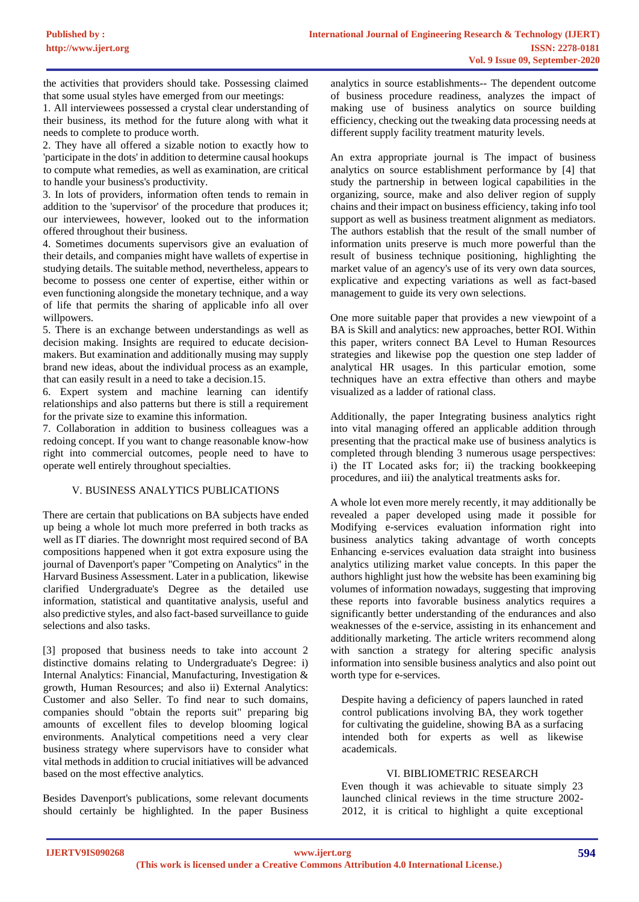the activities that providers should take. Possessing claimed that some usual styles have emerged from our meetings:

1. All interviewees possessed a crystal clear understanding of their business, its method for the future along with what it needs to complete to produce worth.
2. They have all offered a sizable notion to exactly how to 'participate in the dots' in addition to determine causal hookups to compute what remedies, as well as examination, are critical to handle your business's productivity.
3. In lots of providers, information often tends to remain in addition to the 'supervisor' of the procedure that produces it; our interviewees, however, looked out to the information offered throughout their business.
4. Sometimes documents supervisors give an evaluation of their details, and companies might have wallets of expertise in studying details. The suitable method, nevertheless, appears to become to possess one center of expertise, either within or even functioning alongside the monetary technique, and a way of life that permits the sharing of applicable info all over willpowers.
5. There is an exchange between understandings as well as decision making. Insights are required to educate decision-makers. But examination and additionally musing may supply brand new ideas, about the individual process as an example, that can easily result in a need to take a decision.15.
6. Expert system and machine learning can identify relationships and also patterns but there is still a requirement for the private size to examine this information.
7. Collaboration in addition to business colleagues was a redoing concept. If you want to change reasonable know-how right into commercial outcomes, people need to have to operate well entirely throughout specialties.

## V. BUSINESS ANALYTICS PUBLICATIONS

There are certain that publications on BA subjects have ended up being a whole lot much more preferred in both tracks as well as IT diaries. The downright most required second of BA compositions happened when it got extra exposure using the journal of Davenport's paper "Competing on Analytics" in the Harvard Business Assessment. Later in a publication, likewise clarified Undergraduate's Degree as the detailed use information, statistical and quantitative analysis, useful and also predictive styles, and also fact-based surveillance to guide selections and also tasks.

[3] proposed that business needs to take into account 2 distinctive domains relating to Undergraduate's Degree: i) Internal Analytics: Financial, Manufacturing, Investigation & growth, Human Resources; and also ii) External Analytics: Customer and also Seller. To find near to such domains, companies should "obtain the reports suit" preparing big amounts of excellent files to develop blooming logical environments. Analytical competitions need a very clear business strategy where supervisors have to consider what vital methods in addition to crucial initiatives will be advanced based on the most effective analytics.

Besides Davenport's publications, some relevant documents should certainly be highlighted. In the paper Business analytics in source establishments-- The dependent outcome of business procedure readiness, analyzes the impact of making use of business analytics on source building efficiency, checking out the tweaking data processing needs at different supply facility treatment maturity levels.

An extra appropriate journal is The impact of business analytics on source establishment performance by [4] that study the partnership in between logical capabilities in the organizing, source, make and also deliver region of supply chains and their impact on business efficiency, taking info tool support as well as business treatment alignment as mediators. The authors establish that the result of the small number of information units preserve is much more powerful than the result of business technique positioning, highlighting the market value of an agency's use of its very own data sources, explicative and expecting variations as well as fact-based management to guide its very own selections.

One more suitable paper that provides a new viewpoint of a BA is Skill and analytics: new approaches, better ROI. Within this paper, writers connect BA Level to Human Resources strategies and likewise pop the question one step ladder of analytical HR usages. In this particular emotion, some techniques have an extra effective than others and maybe visualized as a ladder of rational class.

Additionally, the paper Integrating business analytics right into vital managing offered an applicable addition through presenting that the practical make use of business analytics is completed through blending 3 numerous usage perspectives: i) the IT Located asks for; ii) the tracking bookkeeping procedures, and iii) the analytical treatments asks for.

A whole lot even more merely recently, it may additionally be revealed a paper developed using made it possible for Modifying e-services evaluation information right into business analytics taking advantage of worth concepts Enhancing e-services evaluation data straight into business analytics utilizing market value concepts. In this paper the authors highlight just how the website has been examining big volumes of information nowadays, suggesting that improving these reports into favorable business analytics requires a significantly better understanding of the endurances and also weaknesses of the e-service, assisting in its enhancement and additionally marketing. The article writers recommend along with sanction a strategy for altering specific analysis information into sensible business analytics and also point out worth type for e-services.

Despite having a deficiency of papers launched in rated control publications involving BA, they work together for cultivating the guideline, showing BA as a surfacing intended both for experts as well as likewise academicals.

## VI. BIBLIOMETRIC RESEARCH

Even though it was achievable to situate simply 23 launched clinical reviews in the time structure 2002-2012, it is critical to highlight a quite exceptional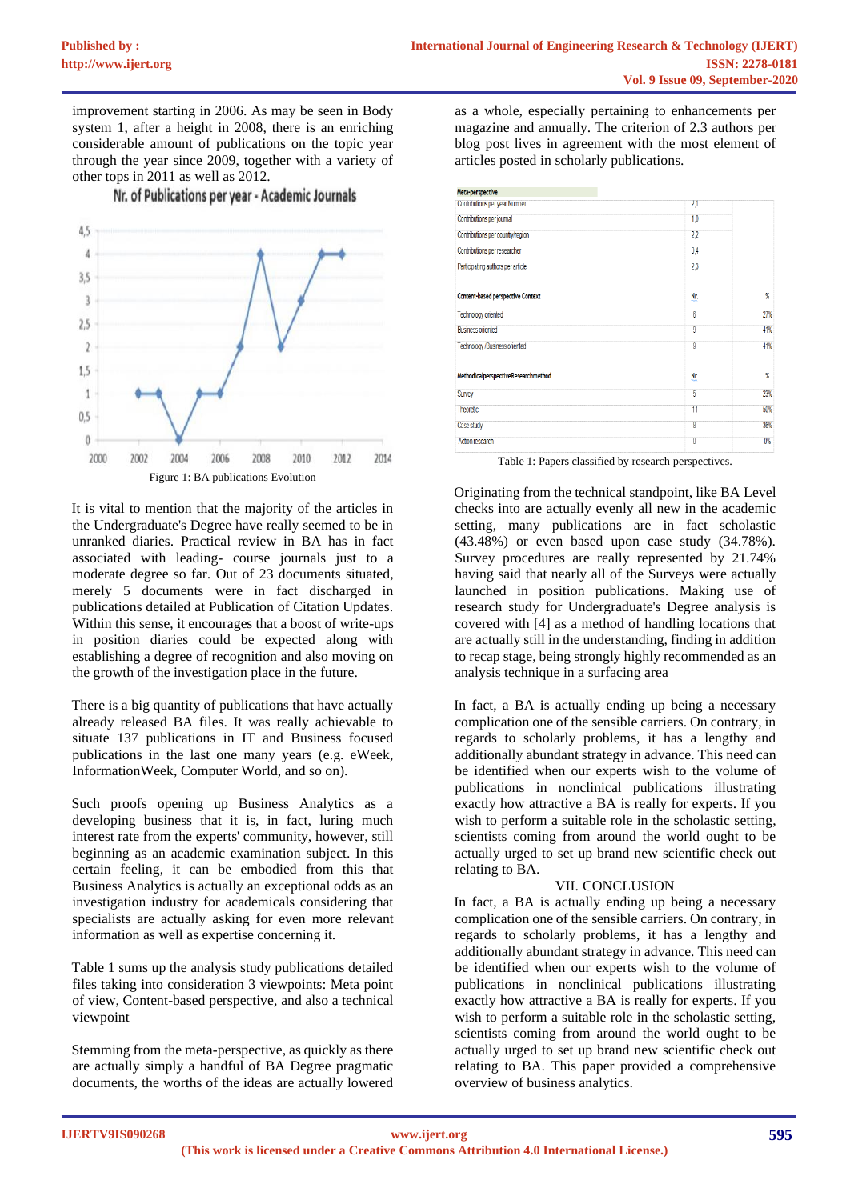improvement starting in 2006. As may be seen in Body system 1, after a height in 2008, there is an enriching considerable amount of publications on the topic year through the year since 2009, together with a variety of other tops in 2011 as well as 2012.

Figure 1: BA publications Evolution

It is vital to mention that the majority of the articles in the Undergraduate's Degree have really seemed to be in unranked diaries. Practical review in BA has in fact associated with leading- course journals just to a moderate degree so far. Out of 23 documents situated, merely 5 documents were in fact discharged in publications detailed at Publication of Citation Updates. Within this sense, it encourages that a boost of write-ups in position diaries could be expected along with establishing a degree of recognition and also moving on the growth of the investigation place in the future.

There is a big quantity of publications that have actually already released BA files. It was really achievable to situate 137 publications in IT and Business focused publications in the last one many years (e.g. eWeek, InformationWeek, Computer World, and so on).

Such proofs opening up Business Analytics as a developing business that it is, in fact, luring much interest rate from the experts' community, however, still beginning as an academic examination subject. In this certain feeling, it can be embodied from this that Business Analytics is actually an exceptional odds as an investigation industry for academicals considering that specialists are actually asking for even more relevant information as well as expertise concerning it.

Table 1 sums up the analysis study publications detailed files taking into consideration 3 viewpoints: Meta point of view, Content-based perspective, and also a technical viewpoint

Stemming from the meta-perspective, as quickly as there are actually simply a handful of BA Degree pragmatic documents, the worths of the ideas are actually lowered as a whole, especially pertaining to enhancements per magazine and annually. The criterion of 2.3 authors per blog post lives in agreement with the most element of articles posted in scholarly publications.

| Meta-perspective | | |
|---|---|---|
| Contributions per year Number | 2.1 | |
| Contributions per journal | 1.0 | |
| Contributions per country/region | 2.2 | |
| Contributions per researcher | 0.4 | |
| Participating authors per article | 2.3 | |
| **Content-based perspective Context** | **Nr.** | **%** |
| Technology oriented | 6 | 27% |
| Business oriented | 9 | 41% |
| Technology /Business oriented | 8 | 41% |
| **MethodicalperspectiveResearchmethod** | **Nr.** | **%** |
| Survey | 5 | 23% |
| Theoretic | 11 | 50% |
| Case study | 8 | 36% |
| Action research | 0 | 0% |

Table 1: Papers classified by research perspectives.

Originating from the technical standpoint, like BA Level checks into are actually evenly all new in the academic setting, many publications are in fact scholastic (43.48%) or even based upon case study (34.78%). Survey procedures are really represented by 21.74% having said that nearly all of the Surveys were actually launched in position publications. Making use of research study for Undergraduate's Degree analysis is covered with [4] as a method of handling locations that are actually still in the understanding, finding in addition to recap stage, being strongly highly recommended as an analysis technique in a surfacing area

In fact, a BA is actually ending up being a necessary complication one of the sensible carriers. On contrary, in regards to scholarly problems, it has a lengthy and additionally abundant strategy in advance. This need can be identified when our experts wish to the volume of publications in nonclinical publications illustrating exactly how attractive a BA is really for experts. If you wish to perform a suitable role in the scholastic setting, scientists coming from around the world ought to be actually urged to set up brand new scientific check out relating to BA.

## VII. CONCLUSION

In fact, a BA is actually ending up being a necessary complication one of the sensible carriers. On contrary, in regards to scholarly problems, it has a lengthy and additionally abundant strategy in advance. This need can be identified when our experts wish to the volume of publications in nonclinical publications illustrating exactly how attractive a BA is really for experts. If you wish to perform a suitable role in the scholastic setting, scientists coming from around the world ought to be actually urged to set up brand new scientific check out relating to BA. This paper provided a comprehensive overview of business analytics.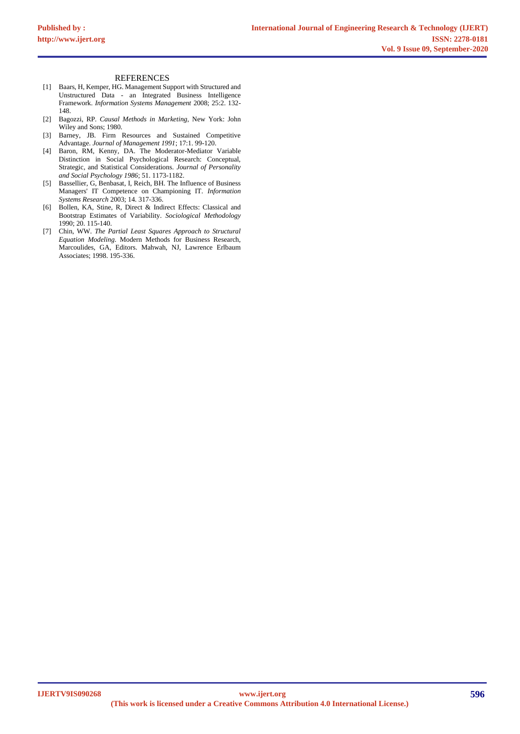## REFERENCES

[1] Baars, H, Kemper, HG. Management Support with Structured and Unstructured Data - an Integrated Business Intelligence Framework. *Information Systems Management* 2008; 25:2. 132-148.

[2] Bagozzi, RP. *Causal Methods in Marketing*, New York: John Wiley and Sons; 1980.

[3] Barney, JB. Firm Resources and Sustained Competitive Advantage. *Journal of Management 1991*; 17:1. 99-120.

[4] Baron, RM, Kenny, DA. The Moderator-Mediator Variable Distinction in Social Psychological Research: Conceptual, Strategic, and Statistical Considerations. *Journal of Personality and Social Psychology 1986*; 51. 1173-1182.

[5] Bassellier, G, Benbasat, I, Reich, BH. The Influence of Business Managers' IT Competence on Championing IT. *Information Systems Research* 2003; 14. 317-336.

[6] Bollen, KA, Stine, R, Direct & Indirect Effects: Classical and Bootstrap Estimates of Variability. *Sociological Methodology* 1990; 20. 115-140.

[7] Chin, WW. *The Partial Least Squares Approach to Structural Equation Modeling*. Modern Methods for Business Research, Marcoulides, GA, Editors. Mahwah, NJ, Lawrence Erlbaum Associates; 1998. 195-336.